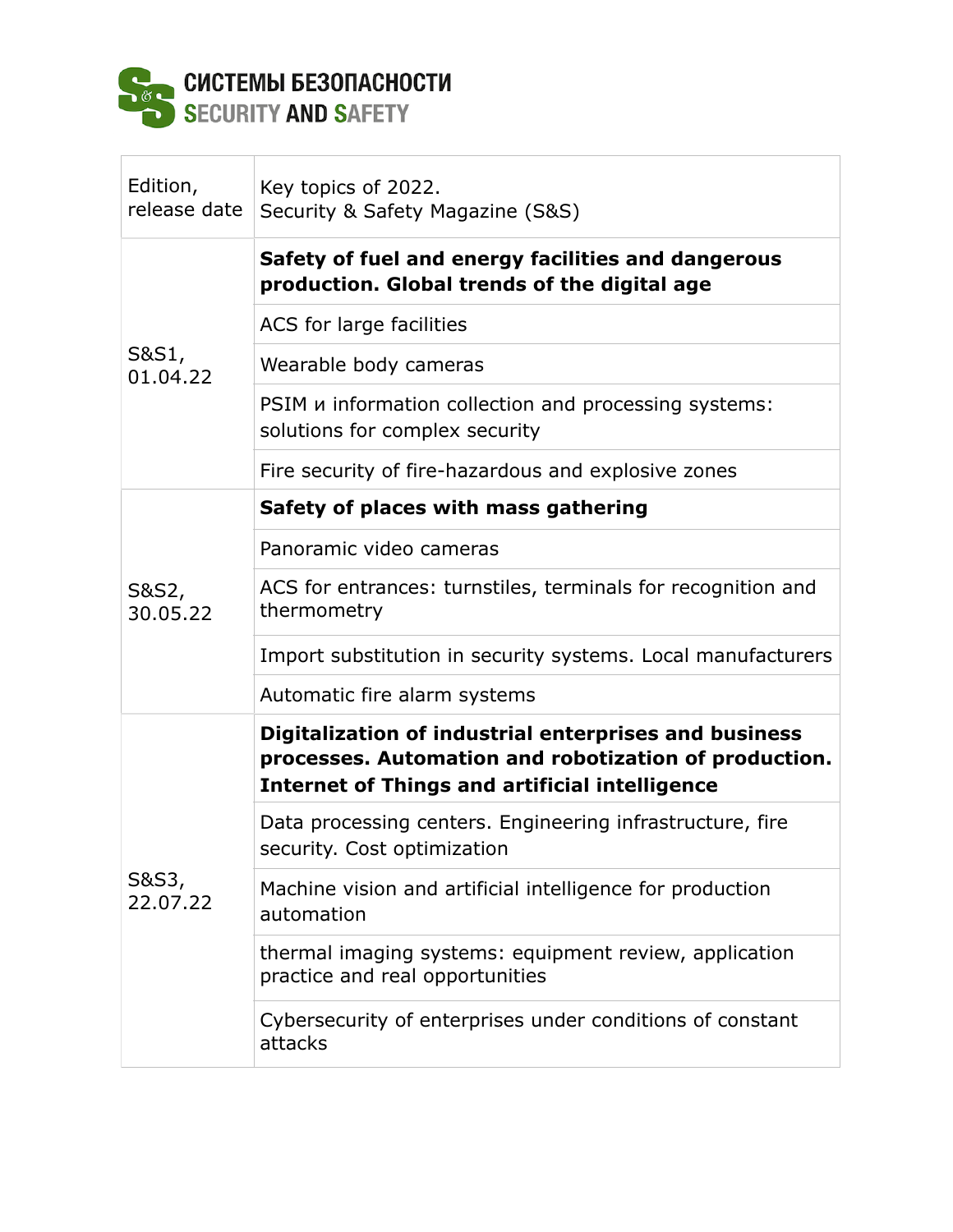СИСТЕМЫ БЕЗОПАСНОСТИ
SECURITY AND SAFETY

| Edition, release date | Key topics of 2022. Security & Safety Magazine (S&S) |
|---|---|
| S&S1, 01.04.22 | **Safety of fuel and energy facilities and dangerous production. Global trends of the digital age** |
| | ACS for large facilities |
| | Wearable body cameras |
| | PSIM и information collection and processing systems: solutions for complex security |
| | Fire security of fire-hazardous and explosive zones |
| S&S2, 30.05.22 | **Safety of places with mass gathering** |
| | Panoramic video cameras |
| | ACS for entrances: turnstiles, terminals for recognition and thermometry |
| | Import substitution in security systems. Local manufacturers |
| | Automatic fire alarm systems |
| S&S3, 22.07.22 | **Digitalization of industrial enterprises and business processes. Automation and robotization of production. Internet of Things and artificial intelligence** |
| | Data processing centers. Engineering infrastructure, fire security. Cost optimization |
| | Machine vision and artificial intelligence for production automation |
| | thermal imaging systems: equipment review, application practice and real opportunities |
| | Cybersecurity of enterprises under conditions of constant attacks |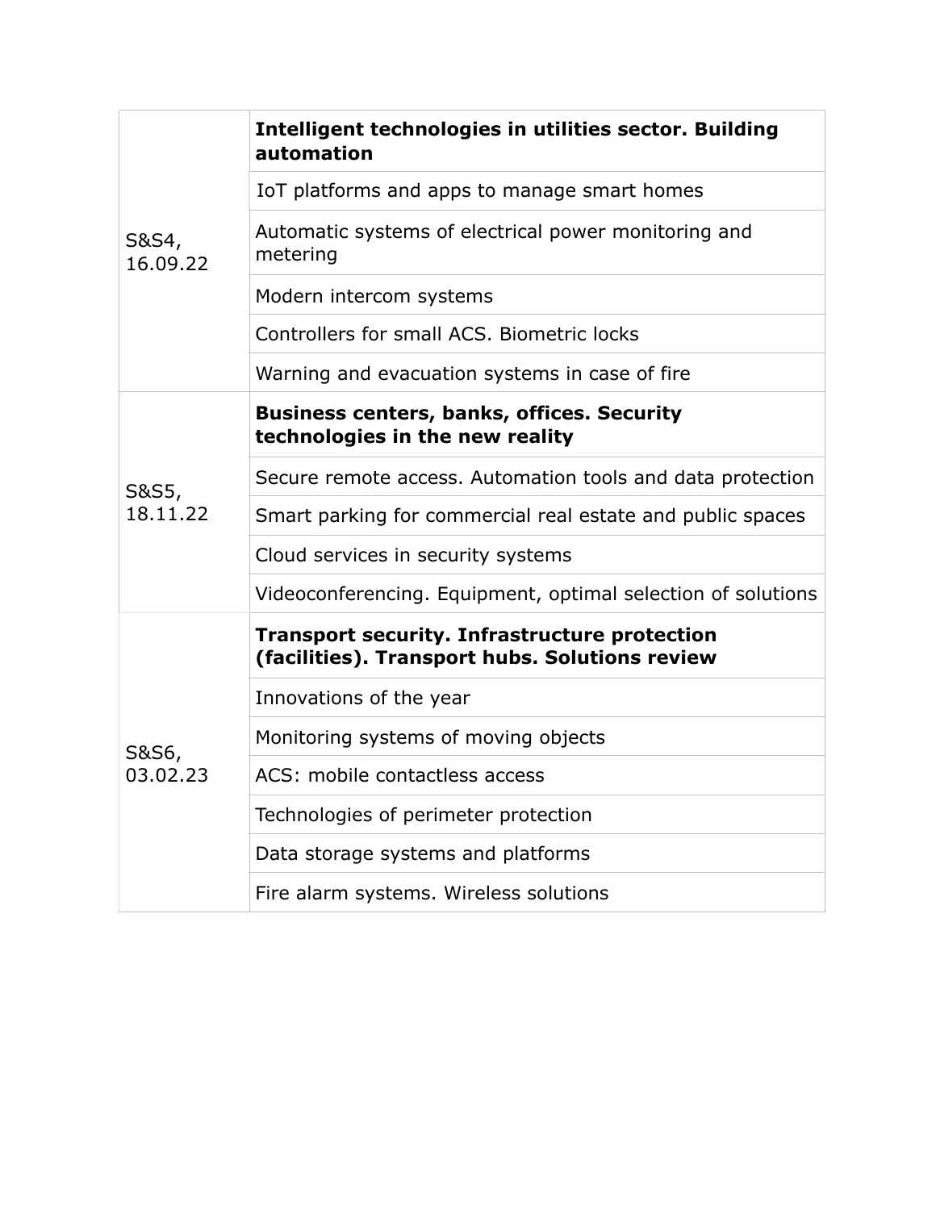| | |
|---|---|
| S&S4, 16.09.22 | **Intelligent technologies in utilities sector. Building automation** |
| | IoT platforms and apps to manage smart homes |
| | Automatic systems of electrical power monitoring and metering |
| | Modern intercom systems |
| | Controllers for small ACS. Biometric locks |
| | Warning and evacuation systems in case of fire |
| S&S5, 18.11.22 | **Business centers, banks, offices. Security technologies in the new reality** |
| | Secure remote access. Automation tools and data protection |
| | Smart parking for commercial real estate and public spaces |
| | Cloud services in security systems |
| | Videoconferencing. Equipment, optimal selection of solutions |
| S&S6, 03.02.23 | **Transport security. Infrastructure protection (facilities). Transport hubs. Solutions review** |
| | Innovations of the year |
| | Monitoring systems of moving objects |
| | ACS: mobile contactless access |
| | Technologies of perimeter protection |
| | Data storage systems and platforms |
| | Fire alarm systems. Wireless solutions |